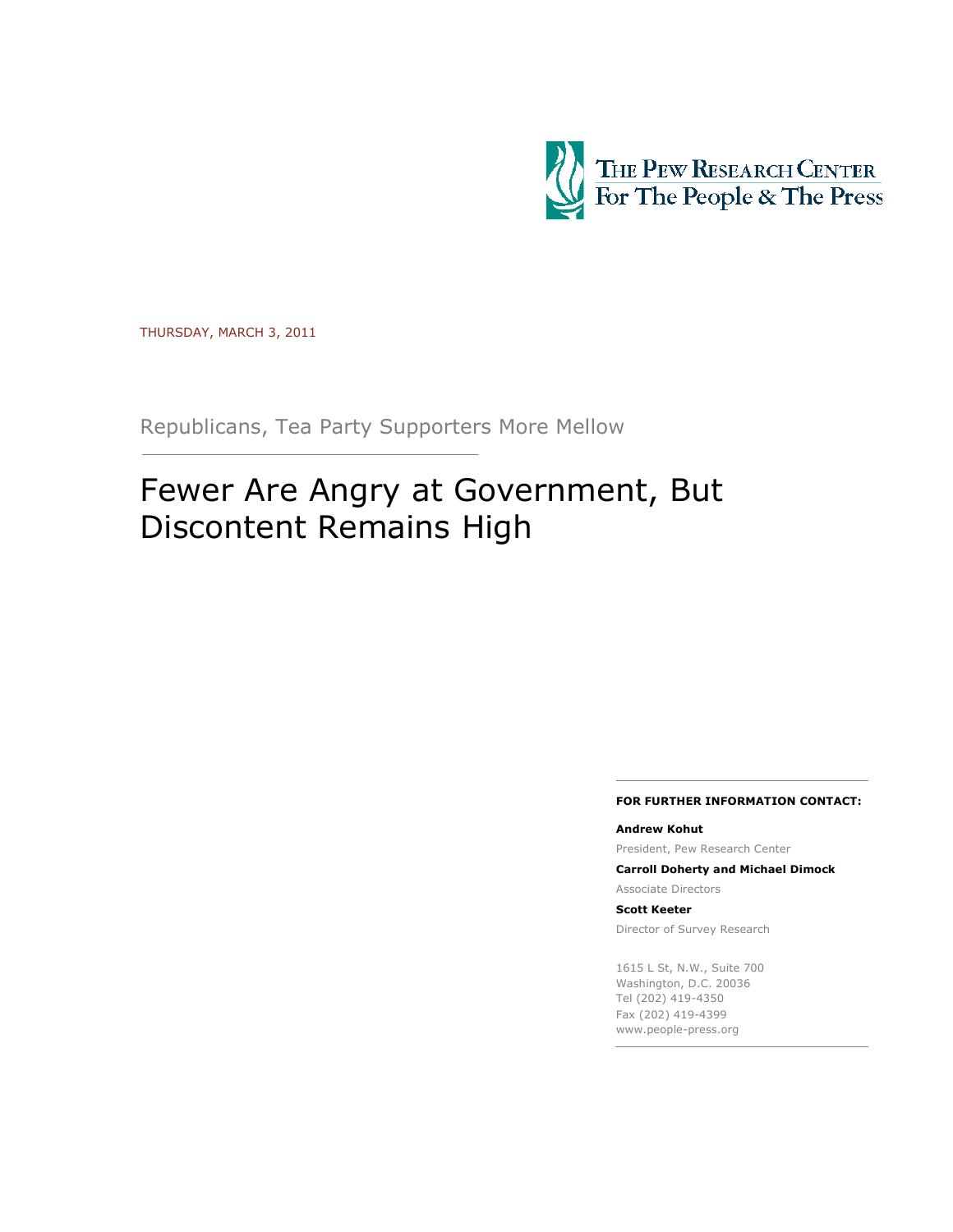THE PEW RESEARCH CENTER
For The People & The Press

THURSDAY, MARCH 3, 2011

Republicans, Tea Party Supporters More Mellow

# Fewer Are Angry at Government, But Discontent Remains High

**FOR FURTHER INFORMATION CONTACT:**

**Andrew Kohut**
President, Pew Research Center

**Carroll Doherty and Michael Dimock**
Associate Directors

**Scott Keeter**
Director of Survey Research

1615 L St, N.W., Suite 700
Washington, D.C. 20036
Tel (202) 419-4350
Fax (202) 419-4399
www.people-press.org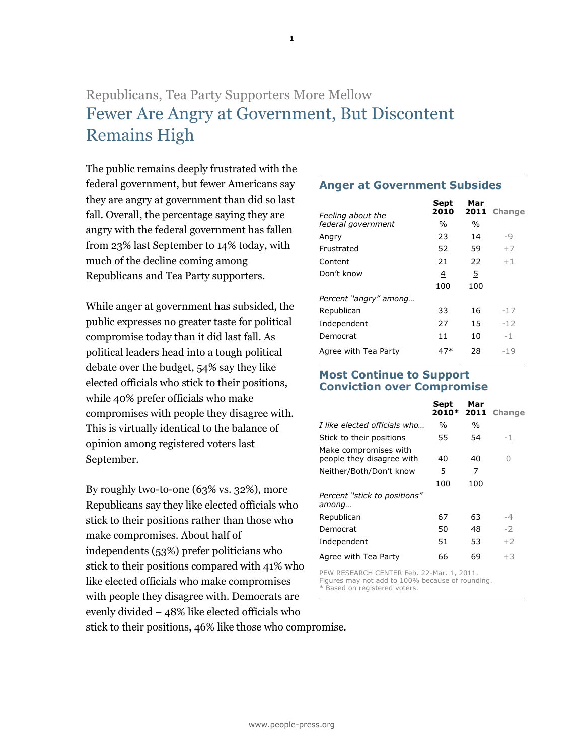## Republicans, Tea Party Supporters More Mellow

# Fewer Are Angry at Government, But Discontent Remains High

The public remains deeply frustrated with the federal government, but fewer Americans say they are angry at government than did so last fall. Overall, the percentage saying they are angry with the federal government has fallen from 23% last September to 14% today, with much of the decline coming among Republicans and Tea Party supporters.

While anger at government has subsided, the public expresses no greater taste for political compromise today than it did last fall. As political leaders head into a tough political debate over the budget, 54% say they like elected officials who stick to their positions, while 40% prefer officials who make compromises with people they disagree with. This is virtually identical to the balance of opinion among registered voters last September.

By roughly two-to-one (63% vs. 32%), more Republicans say they like elected officials who stick to their positions rather than those who make compromises. About half of independents (53%) prefer politicians who stick to their positions compared with 41% who like elected officials who make compromises with people they disagree with. Democrats are evenly divided – 48% like elected officials who stick to their positions, 46% like those who compromise.

### Anger at Government Subsides

| *Feeling about the federal government* | Sept 2010 | Mar 2011 | Change |
|---|---|---|---|
| | % | % | |
| Angry | 23 | 14 | -9 |
| Frustrated | 52 | 59 | +7 |
| Content | 21 | 22 | +1 |
| Don't know | 4 | 5 | |
| | 100 | 100 | |
| *Percent "angry" among…* | | | |
| Republican | 33 | 16 | -17 |
| Independent | 27 | 15 | -12 |
| Democrat | 11 | 10 | -1 |
| Agree with Tea Party | 47* | 28 | -19 |

### Most Continue to Support Conviction over Compromise

| *I like elected officials who…* | Sept 2010* | Mar 2011 | Change |
|---|---|---|---|
| | % | % | |
| Stick to their positions | 55 | 54 | -1 |
| Make compromises with people they disagree with | 40 | 40 | 0 |
| Neither/Both/Don't know | 5 | 7 | |
| | 100 | 100 | |
| *Percent "stick to positions" among…* | | | |
| Republican | 67 | 63 | -4 |
| Democrat | 50 | 48 | -2 |
| Independent | 51 | 53 | +2 |
| Agree with Tea Party | 66 | 69 | +3 |

PEW RESEARCH CENTER Feb. 22-Mar. 1, 2011.
Figures may not add to 100% because of rounding.
* Based on registered voters.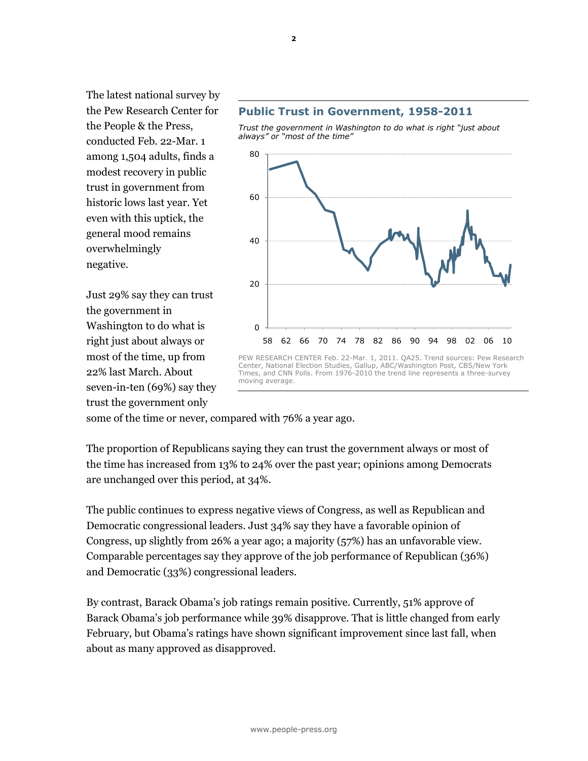The latest national survey by the Pew Research Center for the People & the Press, conducted Feb. 22-Mar. 1 among 1,504 adults, finds a modest recovery in public trust in government from historic lows last year. Yet even with this uptick, the general mood remains overwhelmingly negative.

**Public Trust in Government, 1958-2011**

*Trust the government in Washington to do what is right "just about always" or "most of the time"*

PEW RESEARCH CENTER Feb. 22-Mar. 1, 2011. QA25. Trend sources: Pew Research Center, National Election Studies, Gallup, ABC/Washington Post, CBS/New York Times, and CNN Polls. From 1976-2010 the trend line represents a three-survey moving average.

Just 29% say they can trust the government in Washington to do what is right just about always or most of the time, up from 22% last March. About seven-in-ten (69%) say they trust the government only some of the time or never, compared with 76% a year ago.

The proportion of Republicans saying they can trust the government always or most of the time has increased from 13% to 24% over the past year; opinions among Democrats are unchanged over this period, at 34%.

The public continues to express negative views of Congress, as well as Republican and Democratic congressional leaders. Just 34% say they have a favorable opinion of Congress, up slightly from 26% a year ago; a majority (57%) has an unfavorable view. Comparable percentages say they approve of the job performance of Republican (36%) and Democratic (33%) congressional leaders.

By contrast, Barack Obama's job ratings remain positive. Currently, 51% approve of Barack Obama's job performance while 39% disapprove. That is little changed from early February, but Obama's ratings have shown significant improvement since last fall, when about as many approved as disapproved.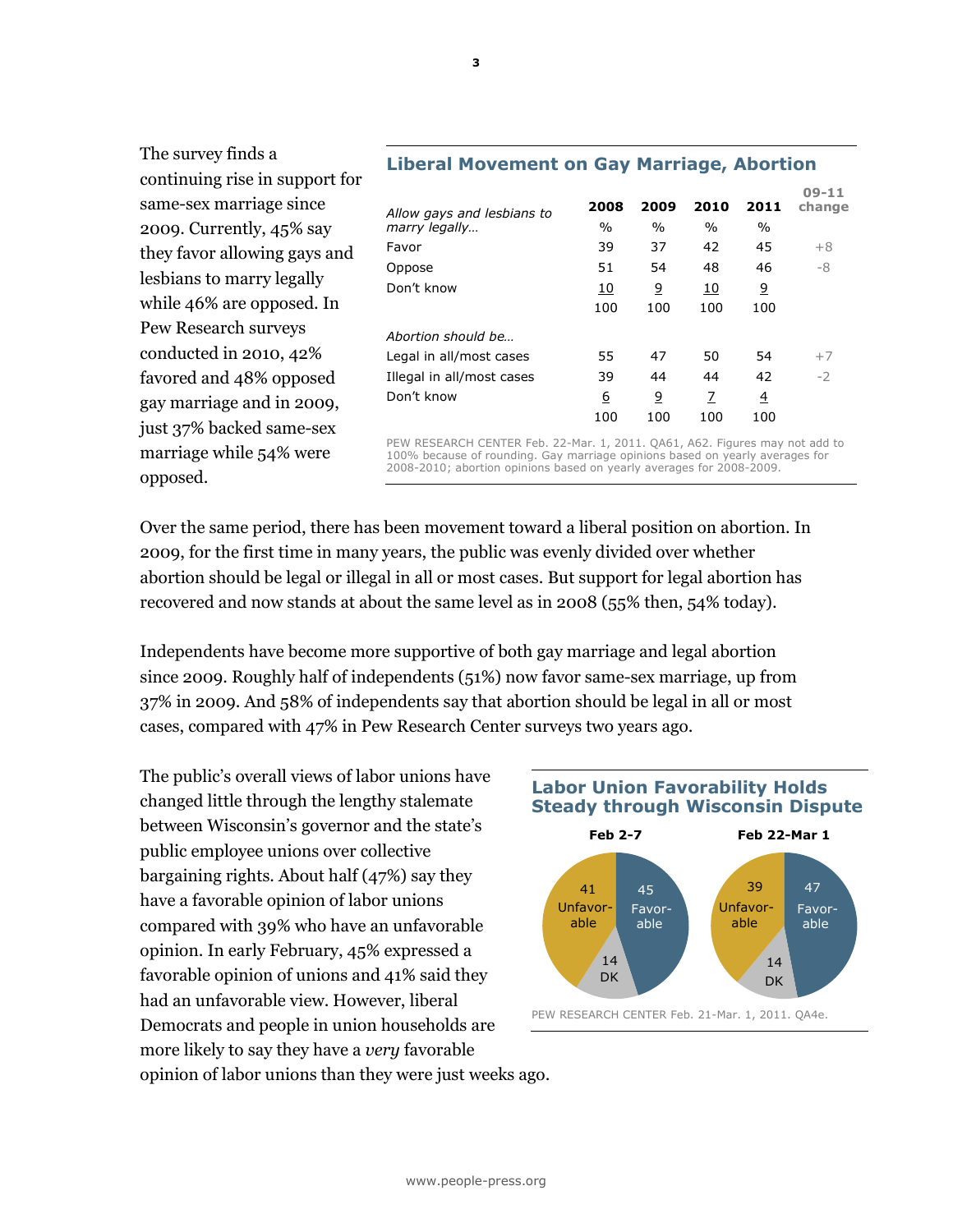The survey finds a continuing rise in support for same-sex marriage since 2009. Currently, 45% say they favor allowing gays and lesbians to marry legally while 46% are opposed. In Pew Research surveys conducted in 2010, 42% favored and 48% opposed gay marriage and in 2009, just 37% backed same-sex marriage while 54% were opposed.

### Liberal Movement on Gay Marriage, Abortion

| *Allow gays and lesbians to marry legally…* | 2008 | 2009 | 2010 | 2011 | 09-11 change |
|---|---|---|---|---|---|
| | % | % | % | % | |
| Favor | 39 | 37 | 42 | 45 | +8 |
| Oppose | 51 | 54 | 48 | 46 | -8 |
| Don't know | 10 | 9 | 10 | 9 | |
| | 100 | 100 | 100 | 100 | |
| *Abortion should be…* | | | | | |
| Legal in all/most cases | 55 | 47 | 50 | 54 | +7 |
| Illegal in all/most cases | 39 | 44 | 44 | 42 | -2 |
| Don't know | 6 | 9 | 7 | 4 | |
| | 100 | 100 | 100 | 100 | |

PEW RESEARCH CENTER Feb. 22-Mar. 1, 2011. QA61, A62. Figures may not add to 100% because of rounding. Gay marriage opinions based on yearly averages for 2008-2010; abortion opinions based on yearly averages for 2008-2009.

Over the same period, there has been movement toward a liberal position on abortion. In 2009, for the first time in many years, the public was evenly divided over whether abortion should be legal or illegal in all or most cases. But support for legal abortion has recovered and now stands at about the same level as in 2008 (55% then, 54% today).

Independents have become more supportive of both gay marriage and legal abortion since 2009. Roughly half of independents (51%) now favor same-sex marriage, up from 37% in 2009. And 58% of independents say that abortion should be legal in all or most cases, compared with 47% in Pew Research Center surveys two years ago.

The public's overall views of labor unions have changed little through the lengthy stalemate between Wisconsin's governor and the state's public employee unions over collective bargaining rights. About half (47%) say they have a favorable opinion of labor unions compared with 39% who have an unfavorable opinion. In early February, 45% expressed a favorable opinion of unions and 41% said they had an unfavorable view. However, liberal Democrats and people in union households are more likely to say they have a *very* favorable opinion of labor unions than they were just weeks ago.

### Labor Union Favorability Holds Steady through Wisconsin Dispute

| | Feb 2-7 | Feb 22-Mar 1 |
|---|---|---|
| Favorable | 45 | 47 |
| Unfavorable | 41 | 39 |
| DK | 14 | 14 |

PEW RESEARCH CENTER Feb. 21-Mar. 1, 2011. QA4e.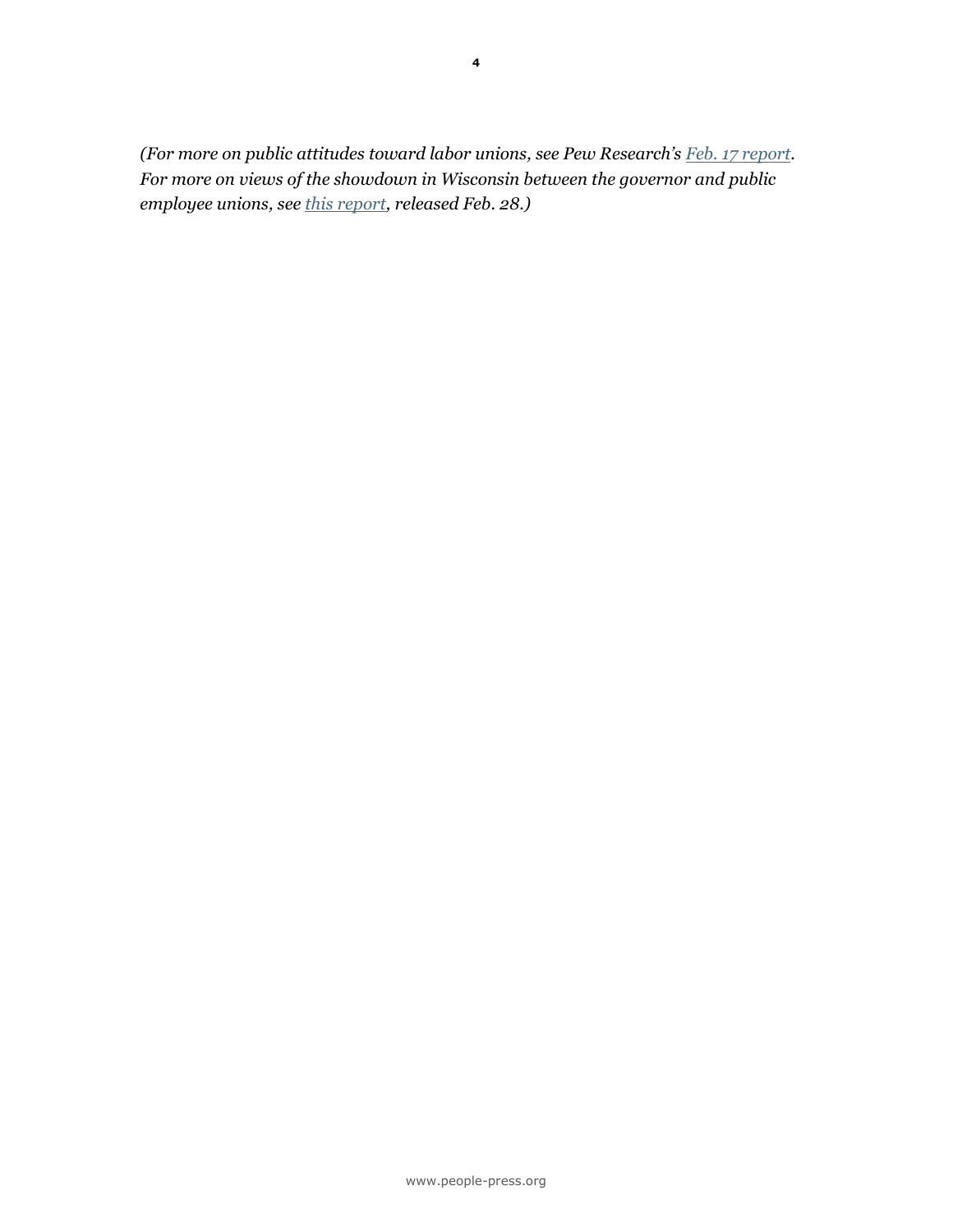*(For more on public attitudes toward labor unions, see Pew Research's [Feb. 17 report](). For more on views of the showdown in Wisconsin between the governor and public employee unions, see [this report](), released Feb. 28.)*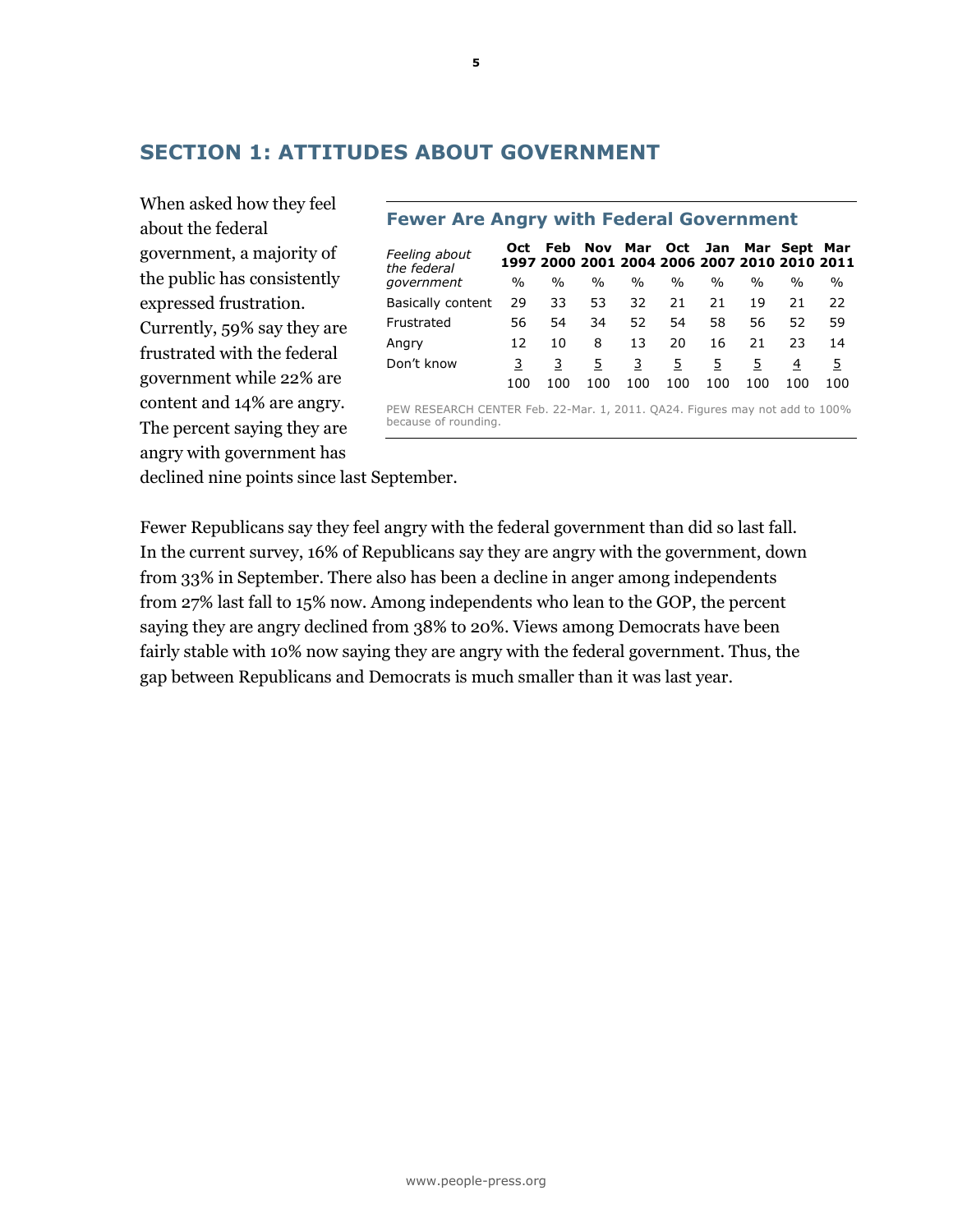## SECTION 1: ATTITUDES ABOUT GOVERNMENT

When asked how they feel about the federal government, a majority of the public has consistently expressed frustration. Currently, 59% say they are frustrated with the federal government while 22% are content and 14% are angry. The percent saying they are angry with government has declined nine points since last September.

### Fewer Are Angry with Federal Government

| *Feeling about the federal government* | Oct 1997 | Feb 2000 | Nov 2001 | Mar 2004 | Oct 2006 | Jan 2007 | Mar 2010 | Sept 2010 | Mar 2011 |
|---|---|---|---|---|---|---|---|---|---|
| | % | % | % | % | % | % | % | % | % |
| Basically content | 29 | 33 | 53 | 32 | 21 | 21 | 19 | 21 | 22 |
| Frustrated | 56 | 54 | 34 | 52 | 54 | 58 | 56 | 52 | 59 |
| Angry | 12 | 10 | 8 | 13 | 20 | 16 | 21 | 23 | 14 |
| Don't know | 3 | 3 | 5 | 3 | 5 | 5 | 5 | 4 | 5 |
| | 100 | 100 | 100 | 100 | 100 | 100 | 100 | 100 | 100 |

PEW RESEARCH CENTER Feb. 22-Mar. 1, 2011. QA24. Figures may not add to 100% because of rounding.

Fewer Republicans say they feel angry with the federal government than did so last fall. In the current survey, 16% of Republicans say they are angry with the government, down from 33% in September. There also has been a decline in anger among independents from 27% last fall to 15% now. Among independents who lean to the GOP, the percent saying they are angry declined from 38% to 20%. Views among Democrats have been fairly stable with 10% now saying they are angry with the federal government. Thus, the gap between Republicans and Democrats is much smaller than it was last year.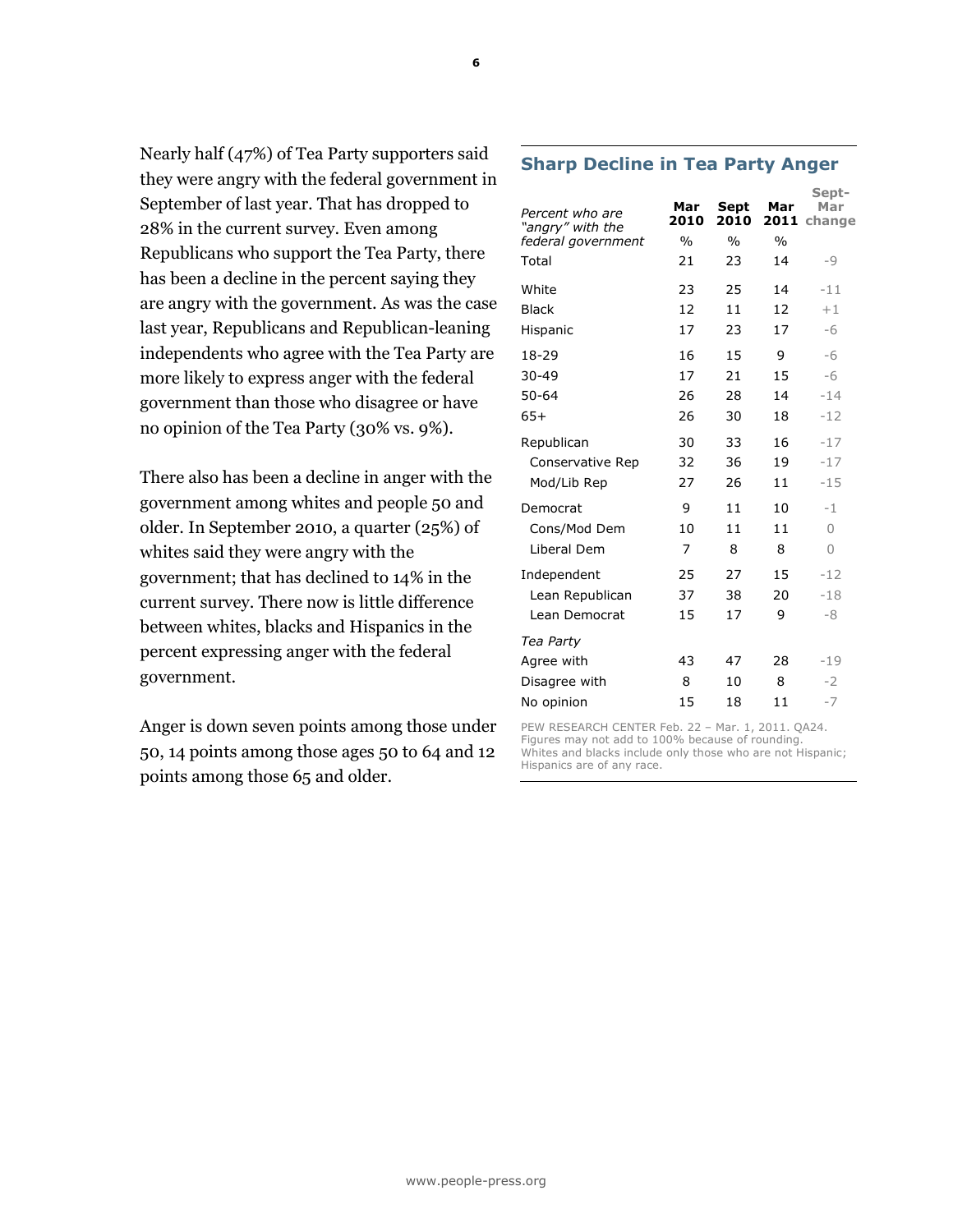Nearly half (47%) of Tea Party supporters said they were angry with the federal government in September of last year. That has dropped to 28% in the current survey. Even among Republicans who support the Tea Party, there has been a decline in the percent saying they are angry with the government. As was the case last year, Republicans and Republican-leaning independents who agree with the Tea Party are more likely to express anger with the federal government than those who disagree or have no opinion of the Tea Party (30% vs. 9%).

There also has been a decline in anger with the government among whites and people 50 and older. In September 2010, a quarter (25%) of whites said they were angry with the government; that has declined to 14% in the current survey. There now is little difference between whites, blacks and Hispanics in the percent expressing anger with the federal government.

Anger is down seven points among those under 50, 14 points among those ages 50 to 64 and 12 points among those 65 and older.

## Sharp Decline in Tea Party Anger

| *Percent who are "angry" with the federal government* | Mar 2010 | Sept 2010 | Mar 2011 | Sept-Mar change |
|---|---|---|---|---|
| | % | % | % | |
| Total | 21 | 23 | 14 | -9 |
| White | 23 | 25 | 14 | -11 |
| Black | 12 | 11 | 12 | +1 |
| Hispanic | 17 | 23 | 17 | -6 |
| 18-29 | 16 | 15 | 9 | -6 |
| 30-49 | 17 | 21 | 15 | -6 |
| 50-64 | 26 | 28 | 14 | -14 |
| 65+ | 26 | 30 | 18 | -12 |
| Republican | 30 | 33 | 16 | -17 |
| Conservative Rep | 32 | 36 | 19 | -17 |
| Mod/Lib Rep | 27 | 26 | 11 | -15 |
| Democrat | 9 | 11 | 10 | -1 |
| Cons/Mod Dem | 10 | 11 | 11 | 0 |
| Liberal Dem | 7 | 8 | 8 | 0 |
| Independent | 25 | 27 | 15 | -12 |
| Lean Republican | 37 | 38 | 20 | -18 |
| Lean Democrat | 15 | 17 | 9 | -8 |
| *Tea Party* | | | | |
| Agree with | 43 | 47 | 28 | -19 |
| Disagree with | 8 | 10 | 8 | -2 |
| No opinion | 15 | 18 | 11 | -7 |

PEW RESEARCH CENTER Feb. 22 – Mar. 1, 2011. QA24. Figures may not add to 100% because of rounding. Whites and blacks include only those who are not Hispanic; Hispanics are of any race.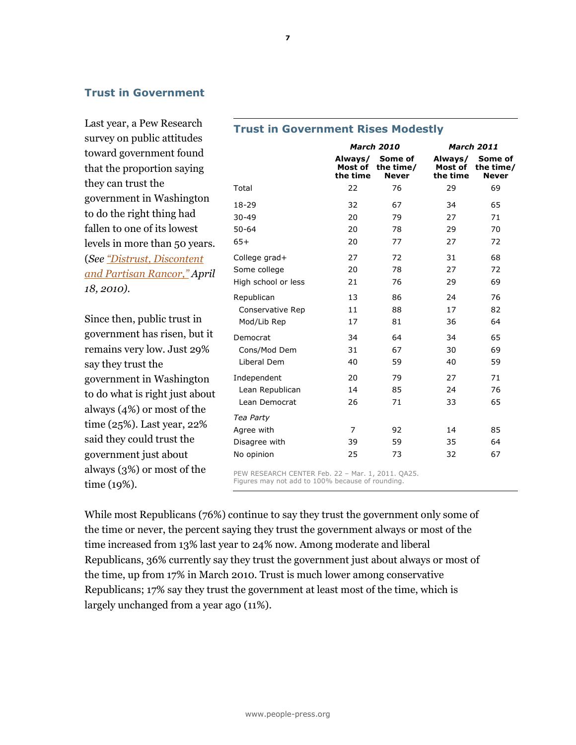## Trust in Government

Last year, a Pew Research survey on public attitudes toward government found that the proportion saying they can trust the government in Washington to do the right thing had fallen to one of its lowest levels in more than 50 years. (*See "Distrust, Discontent and Partisan Rancor," April 18, 2010*).

Since then, public trust in government has risen, but it remains very low. Just 29% say they trust the government in Washington to do what is right just about always (4%) or most of the time (25%). Last year, 22% said they could trust the government just about always (3%) or most of the time (19%).

### Trust in Government Rises Modestly

| | *March 2010* | | *March 2011* | |
|---|---|---|---|---|
| | **Always/ Most of the time** | **Some of the time/ Never** | **Always/ Most of the time** | **Some of the time/ Never** |
| Total | 22 | 76 | 29 | 69 |
| 18-29 | 32 | 67 | 34 | 65 |
| 30-49 | 20 | 79 | 27 | 71 |
| 50-64 | 20 | 78 | 29 | 70 |
| 65+ | 20 | 77 | 27 | 72 |
| College grad+ | 27 | 72 | 31 | 68 |
| Some college | 20 | 78 | 27 | 72 |
| High school or less | 21 | 76 | 29 | 69 |
| Republican | 13 | 86 | 24 | 76 |
| Conservative Rep | 11 | 88 | 17 | 82 |
| Mod/Lib Rep | 17 | 81 | 36 | 64 |
| Democrat | 34 | 64 | 34 | 65 |
| Cons/Mod Dem | 31 | 67 | 30 | 69 |
| Liberal Dem | 40 | 59 | 40 | 59 |
| Independent | 20 | 79 | 27 | 71 |
| Lean Republican | 14 | 85 | 24 | 76 |
| Lean Democrat | 26 | 71 | 33 | 65 |
| *Tea Party* | | | | |
| Agree with | 7 | 92 | 14 | 85 |
| Disagree with | 39 | 59 | 35 | 64 |
| No opinion | 25 | 73 | 32 | 67 |

PEW RESEARCH CENTER Feb. 22 – Mar. 1, 2011. QA25.
Figures may not add to 100% because of rounding.

While most Republicans (76%) continue to say they trust the government only some of the time or never, the percent saying they trust the government always or most of the time increased from 13% last year to 24% now. Among moderate and liberal Republicans, 36% currently say they trust the government just about always or most of the time, up from 17% in March 2010. Trust is much lower among conservative Republicans; 17% say they trust the government at least most of the time, which is largely unchanged from a year ago (11%).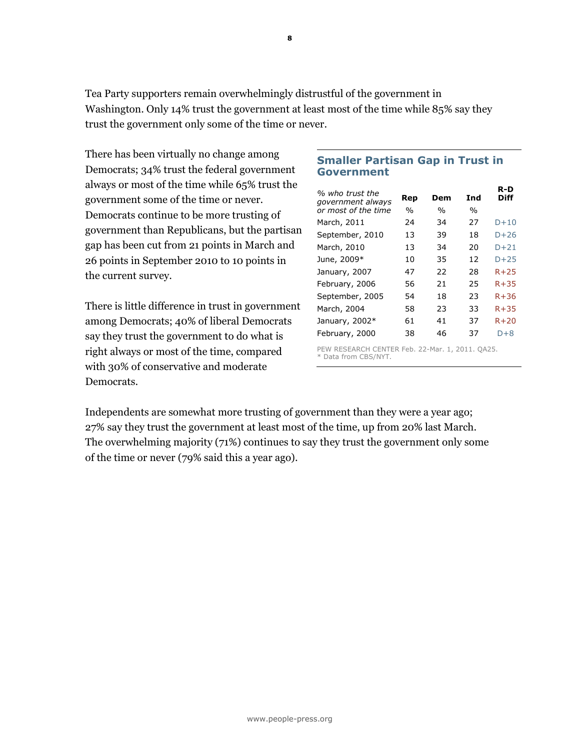Tea Party supporters remain overwhelmingly distrustful of the government in Washington. Only 14% trust the government at least most of the time while 85% say they trust the government only some of the time or never.

There has been virtually no change among Democrats; 34% trust the federal government always or most of the time while 65% trust the government some of the time or never. Democrats continue to be more trusting of government than Republicans, but the partisan gap has been cut from 21 points in March and 26 points in September 2010 to 10 points in the current survey.

There is little difference in trust in government among Democrats; 40% of liberal Democrats say they trust the government to do what is right always or most of the time, compared with 30% of conservative and moderate Democrats.

### Smaller Partisan Gap in Trust in Government

| *% who trust the government always or most of the time* | Rep | Dem | Ind | R-D Diff |
|---|---|---|---|---|
| | % | % | % | |
| March, 2011 | 24 | 34 | 27 | D+10 |
| September, 2010 | 13 | 39 | 18 | D+26 |
| March, 2010 | 13 | 34 | 20 | D+21 |
| June, 2009* | 10 | 35 | 12 | D+25 |
| January, 2007 | 47 | 22 | 28 | R+25 |
| February, 2006 | 56 | 21 | 25 | R+35 |
| September, 2005 | 54 | 18 | 23 | R+36 |
| March, 2004 | 58 | 23 | 33 | R+35 |
| January, 2002* | 61 | 41 | 37 | R+20 |
| February, 2000 | 38 | 46 | 37 | D+8 |

PEW RESEARCH CENTER Feb. 22-Mar. 1, 2011. QA25.
* Data from CBS/NYT.

Independents are somewhat more trusting of government than they were a year ago; 27% say they trust the government at least most of the time, up from 20% last March. The overwhelming majority (71%) continues to say they trust the government only some of the time or never (79% said this a year ago).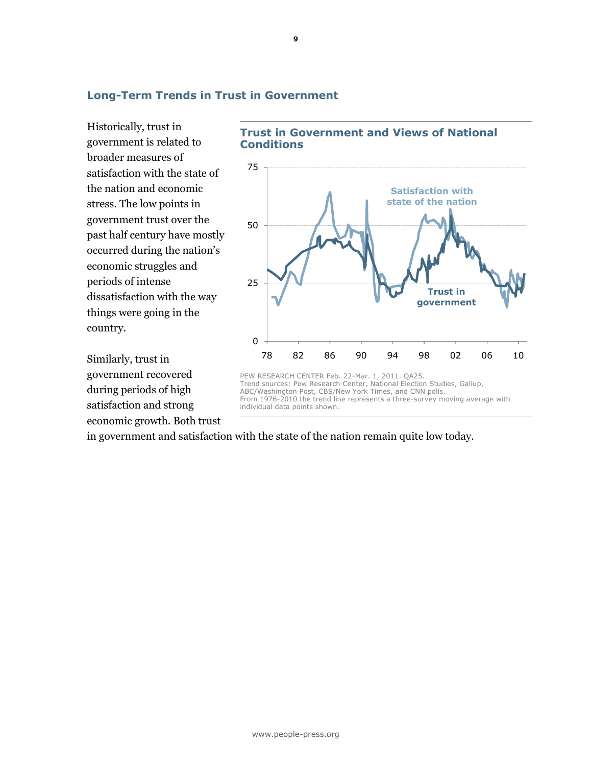## Long-Term Trends in Trust in Government

Historically, trust in government is related to broader measures of satisfaction with the state of the nation and economic stress. The low points in government trust over the past half century have mostly occurred during the nation's economic struggles and periods of intense dissatisfaction with the way things were going in the country.

Similarly, trust in government recovered during periods of high satisfaction and strong economic growth. Both trust in government and satisfaction with the state of the nation remain quite low today.

**Trust in Government and Views of National Conditions**

PEW RESEARCH CENTER Feb. 22-Mar. 1, 2011. QA25.
Trend sources: Pew Research Center, National Election Studies, Gallup, ABC/Washington Post, CBS/New York Times, and CNN polls.
From 1976-2010 the trend line represents a three-survey moving average with individual data points shown.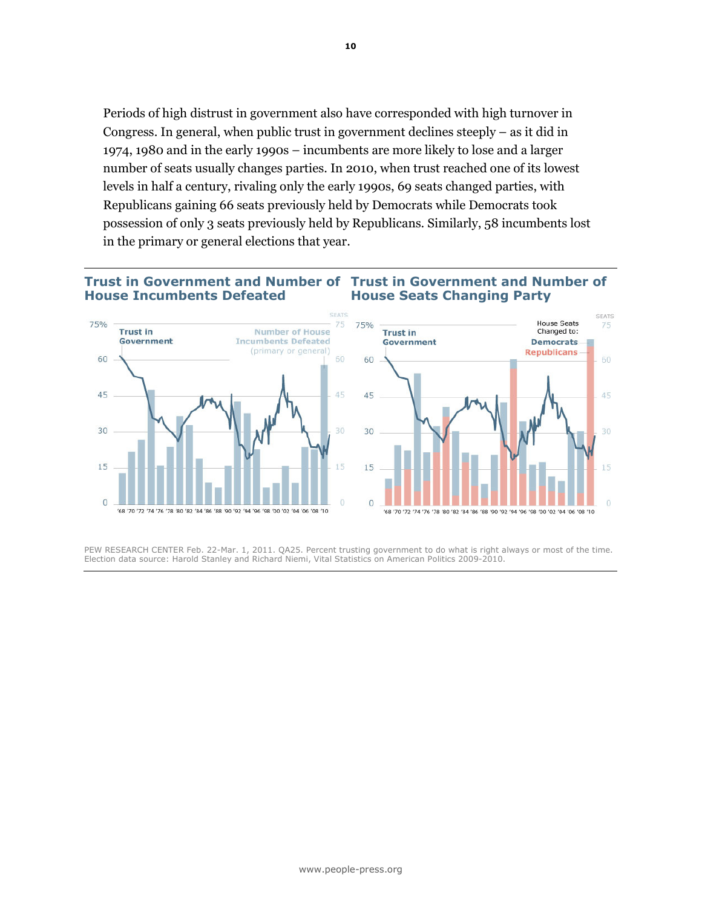Periods of high distrust in government also have corresponded with high turnover in Congress. In general, when public trust in government declines steeply – as it did in 1974, 1980 and in the early 1990s – incumbents are more likely to lose and a larger number of seats usually changes parties. In 2010, when trust reached one of its lowest levels in half a century, rivaling only the early 1990s, 69 seats changed parties, with Republicans gaining 66 seats previously held by Democrats while Democrats took possession of only 3 seats previously held by Republicans. Similarly, 58 incumbents lost in the primary or general elections that year.

## Trust in Government and Number of House Incumbents Defeated

## Trust in Government and Number of House Seats Changing Party

PEW RESEARCH CENTER Feb. 22-Mar. 1, 2011. QA25. Percent trusting government to do what is right always or most of the time. Election data source: Harold Stanley and Richard Niemi, Vital Statistics on American Politics 2009-2010.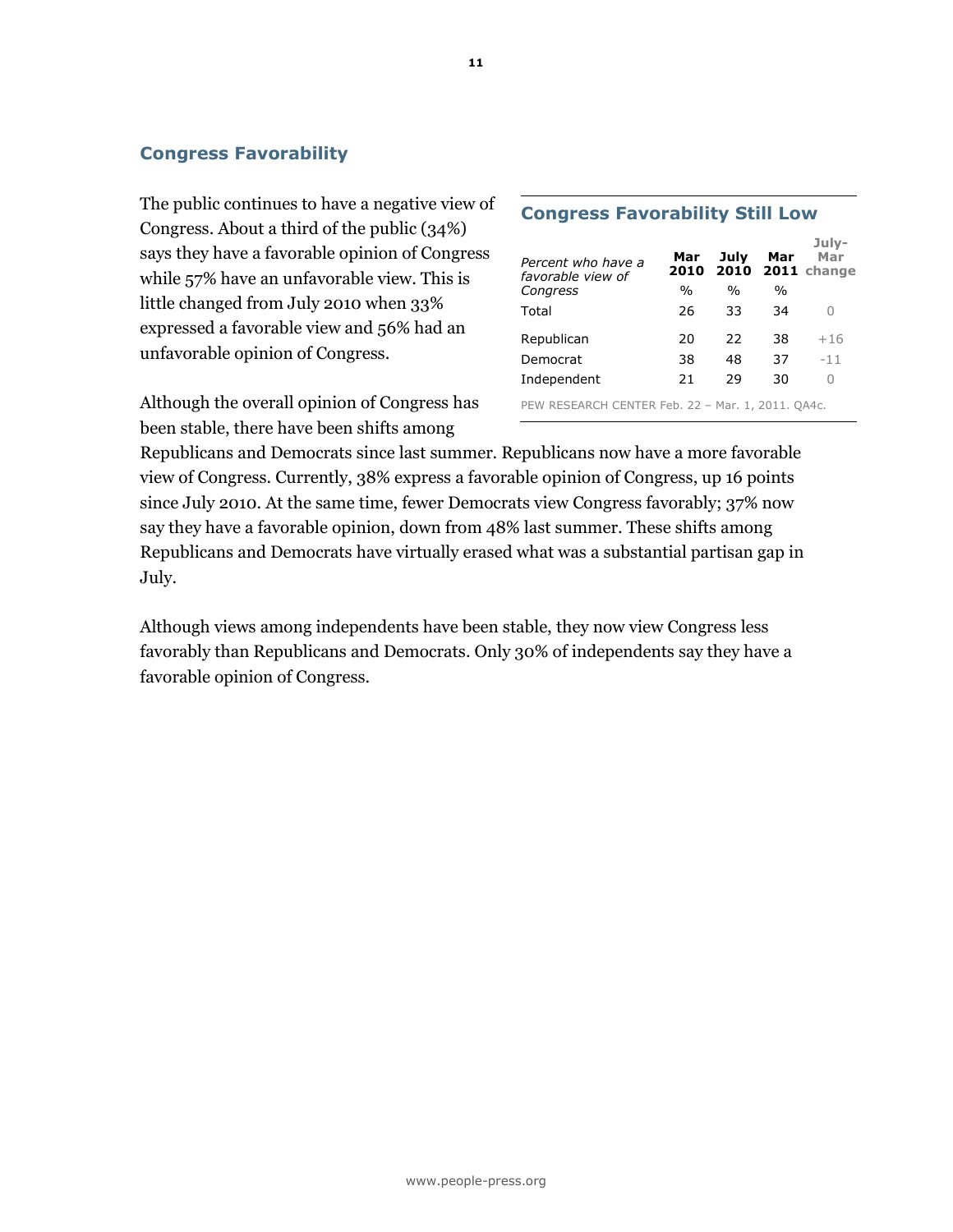## Congress Favorability

The public continues to have a negative view of Congress. About a third of the public (34%) says they have a favorable opinion of Congress while 57% have an unfavorable view. This is little changed from July 2010 when 33% expressed a favorable view and 56% had an unfavorable opinion of Congress.

### Congress Favorability Still Low

| *Percent who have a favorable view of Congress* | Mar 2010 | July 2010 | Mar 2011 | July-Mar change |
|---|---|---|---|---|
| | % | % | % | |
| Total | 26 | 33 | 34 | 0 |
| Republican | 20 | 22 | 38 | +16 |
| Democrat | 38 | 48 | 37 | -11 |
| Independent | 21 | 29 | 30 | 0 |

PEW RESEARCH CENTER Feb. 22 – Mar. 1, 2011. QA4c.

Although the overall opinion of Congress has been stable, there have been shifts among Republicans and Democrats since last summer. Republicans now have a more favorable view of Congress. Currently, 38% express a favorable opinion of Congress, up 16 points since July 2010. At the same time, fewer Democrats view Congress favorably; 37% now say they have a favorable opinion, down from 48% last summer. These shifts among Republicans and Democrats have virtually erased what was a substantial partisan gap in July.

Although views among independents have been stable, they now view Congress less favorably than Republicans and Democrats. Only 30% of independents say they have a favorable opinion of Congress.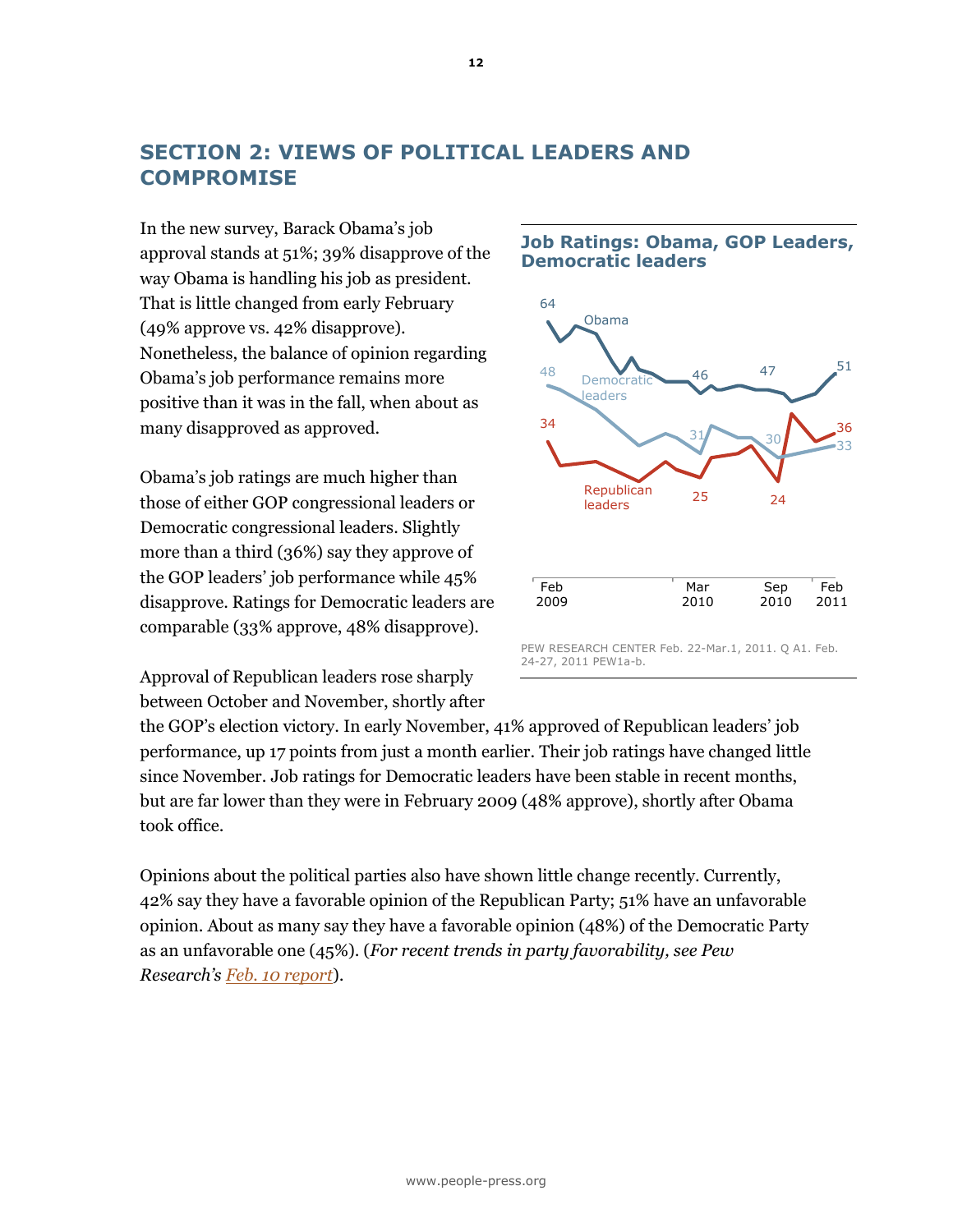# SECTION 2: VIEWS OF POLITICAL LEADERS AND COMPROMISE

In the new survey, Barack Obama's job approval stands at 51%; 39% disapprove of the way Obama is handling his job as president. That is little changed from early February (49% approve vs. 42% disapprove). Nonetheless, the balance of opinion regarding Obama's job performance remains more positive than it was in the fall, when about as many disapproved as approved.

**Job Ratings: Obama, GOP Leaders, Democratic leaders**

PEW RESEARCH CENTER Feb. 22-Mar.1, 2011. Q A1. Feb. 24-27, 2011 PEW1a-b.

Obama's job ratings are much higher than those of either GOP congressional leaders or Democratic congressional leaders. Slightly more than a third (36%) say they approve of the GOP leaders' job performance while 45% disapprove. Ratings for Democratic leaders are comparable (33% approve, 48% disapprove).

Approval of Republican leaders rose sharply between October and November, shortly after the GOP's election victory. In early November, 41% approved of Republican leaders' job performance, up 17 points from just a month earlier. Their job ratings have changed little since November. Job ratings for Democratic leaders have been stable in recent months, but are far lower than they were in February 2009 (48% approve), shortly after Obama took office.

Opinions about the political parties also have shown little change recently. Currently, 42% say they have a favorable opinion of the Republican Party; 51% have an unfavorable opinion. About as many say they have a favorable opinion (48%) of the Democratic Party as an unfavorable one (45%). (*For recent trends in party favorability, see Pew Research's Feb. 10 report*).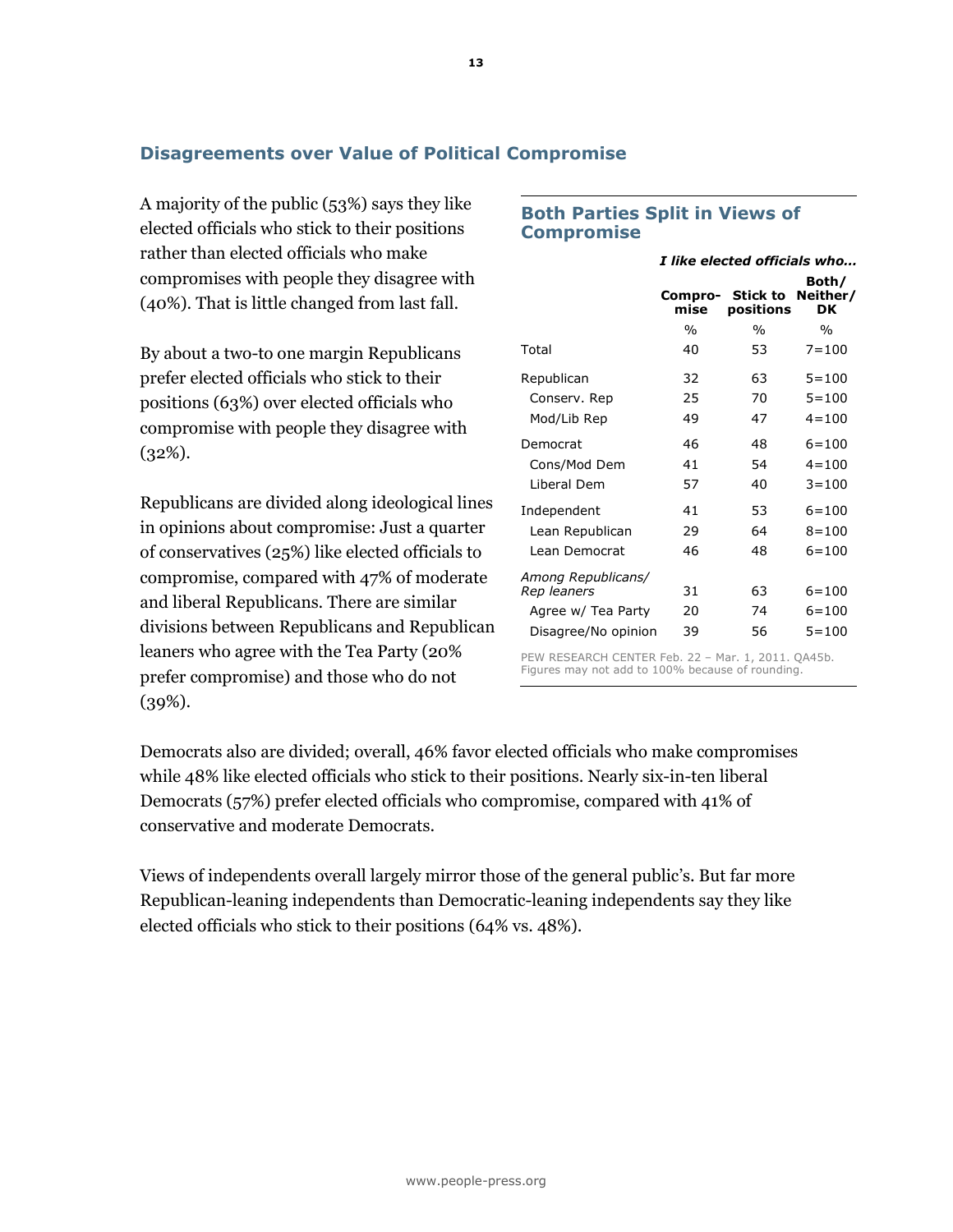## Disagreements over Value of Political Compromise

A majority of the public (53%) says they like elected officials who stick to their positions rather than elected officials who make compromises with people they disagree with (40%). That is little changed from last fall.

By about a two-to one margin Republicans prefer elected officials who stick to their positions (63%) over elected officials who compromise with people they disagree with (32%).

Republicans are divided along ideological lines in opinions about compromise: Just a quarter of conservatives (25%) like elected officials to compromise, compared with 47% of moderate and liberal Republicans. There are similar divisions between Republicans and Republican leaners who agree with the Tea Party (20% prefer compromise) and those who do not (39%).

### Both Parties Split in Views of Compromise

*I like elected officials who…*

| | Compro-mise | Stick to positions | Both/ Neither/ DK |
|---|---|---|---|
| | % | % | % |
| Total | 40 | 53 | 7=100 |
| Republican | 32 | 63 | 5=100 |
| Conserv. Rep | 25 | 70 | 5=100 |
| Mod/Lib Rep | 49 | 47 | 4=100 |
| Democrat | 46 | 48 | 6=100 |
| Cons/Mod Dem | 41 | 54 | 4=100 |
| Liberal Dem | 57 | 40 | 3=100 |
| Independent | 41 | 53 | 6=100 |
| Lean Republican | 29 | 64 | 8=100 |
| Lean Democrat | 46 | 48 | 6=100 |
| *Among Republicans/ Rep leaners* | 31 | 63 | 6=100 |
| Agree w/ Tea Party | 20 | 74 | 6=100 |
| Disagree/No opinion | 39 | 56 | 5=100 |

PEW RESEARCH CENTER Feb. 22 – Mar. 1, 2011. QA45b. Figures may not add to 100% because of rounding.

Democrats also are divided; overall, 46% favor elected officials who make compromises while 48% like elected officials who stick to their positions. Nearly six-in-ten liberal Democrats (57%) prefer elected officials who compromise, compared with 41% of conservative and moderate Democrats.

Views of independents overall largely mirror those of the general public's. But far more Republican-leaning independents than Democratic-leaning independents say they like elected officials who stick to their positions (64% vs. 48%).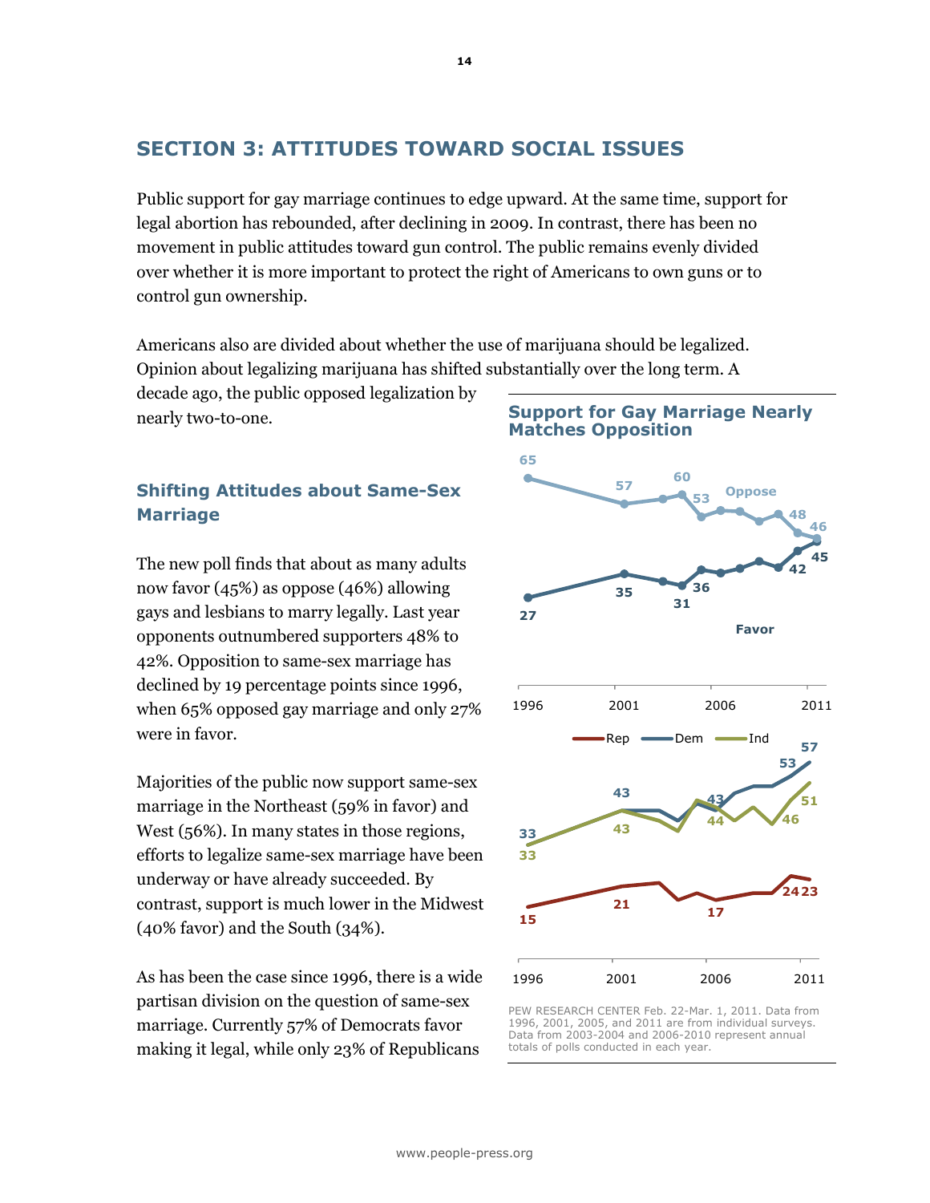## SECTION 3: ATTITUDES TOWARD SOCIAL ISSUES

Public support for gay marriage continues to edge upward. At the same time, support for legal abortion has rebounded, after declining in 2009. In contrast, there has been no movement in public attitudes toward gun control. The public remains evenly divided over whether it is more important to protect the right of Americans to own guns or to control gun ownership.

Americans also are divided about whether the use of marijuana should be legalized. Opinion about legalizing marijuana has shifted substantially over the long term. A decade ago, the public opposed legalization by nearly two-to-one.

### Shifting Attitudes about Same-Sex Marriage

The new poll finds that about as many adults now favor (45%) as oppose (46%) allowing gays and lesbians to marry legally. Last year opponents outnumbered supporters 48% to 42%. Opposition to same-sex marriage has declined by 19 percentage points since 1996, when 65% opposed gay marriage and only 27% were in favor.

Majorities of the public now support same-sex marriage in the Northeast (59% in favor) and West (56%). In many states in those regions, efforts to legalize same-sex marriage have been underway or have already succeeded. By contrast, support is much lower in the Midwest (40% favor) and the South (34%).

As has been the case since 1996, there is a wide partisan division on the question of same-sex marriage. Currently 57% of Democrats favor making it legal, while only 23% of Republicans

**Support for Gay Marriage Nearly Matches Opposition**

Oppose: 65 (1996), 57 (2001), 60, 53, 48, 46 (2011)
Favor: 27 (1996), 35 (2001), 31, 36, 42, 45 (2011)

Rep: 15 (1996), 21 (2001), 17, 24, 23 (2011)
Dem: 33 (1996), 43 (2001), 43, 53, 57 (2011)
Ind: 33 (1996), 43 (2001), 44, 46, 51 (2011)

PEW RESEARCH CENTER Feb. 22-Mar. 1, 2011. Data from 1996, 2001, 2005, and 2011 are from individual surveys. Data from 2003-2004 and 2006-2010 represent annual totals of polls conducted in each year.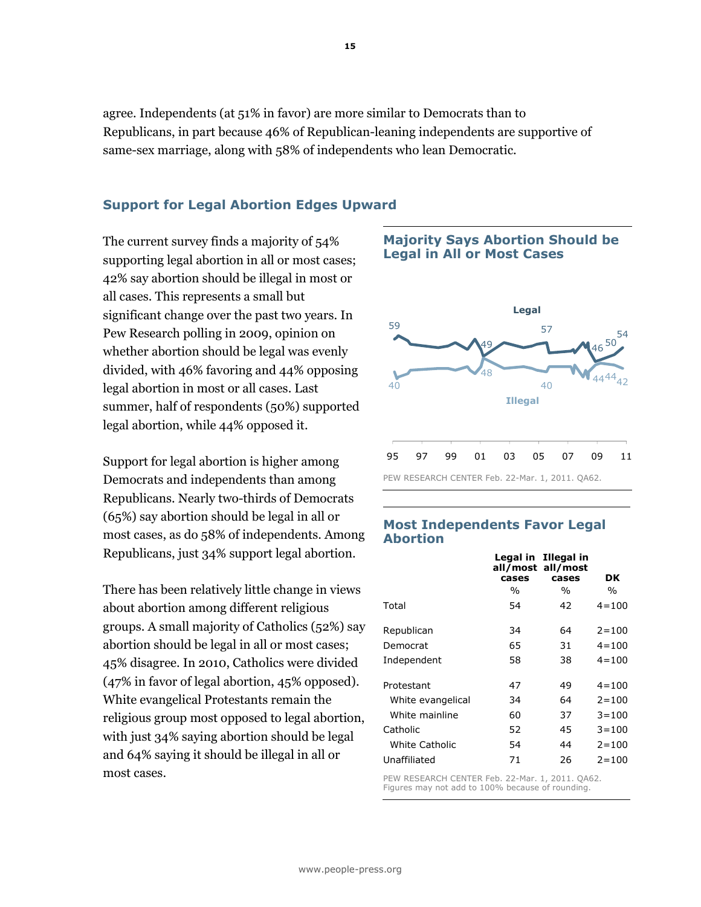agree. Independents (at 51% in favor) are more similar to Democrats than to Republicans, in part because 46% of Republican-leaning independents are supportive of same-sex marriage, along with 58% of independents who lean Democratic.

## Support for Legal Abortion Edges Upward

The current survey finds a majority of 54% supporting legal abortion in all or most cases; 42% say abortion should be illegal in most or all cases. This represents a small but significant change over the past two years. In Pew Research polling in 2009, opinion on whether abortion should be legal was evenly divided, with 46% favoring and 44% opposing legal abortion in most or all cases. Last summer, half of respondents (50%) supported legal abortion, while 44% opposed it.

Support for legal abortion is higher among Democrats and independents than among Republicans. Nearly two-thirds of Democrats (65%) say abortion should be legal in all or most cases, as do 58% of independents. Among Republicans, just 34% support legal abortion.

There has been relatively little change in views about abortion among different religious groups. A small majority of Catholics (52%) say abortion should be legal in all or most cases; 45% disagree. In 2010, Catholics were divided (47% in favor of legal abortion, 45% opposed). White evangelical Protestants remain the religious group most opposed to legal abortion, with just 34% saying abortion should be legal and 64% saying it should be illegal in all or most cases.

### Majority Says Abortion Should be Legal in All or Most Cases

Legal: 59, 49, 57, 46, 50, 54
Illegal: 40, 48, 40, 44, 44, 42

95 97 99 01 03 05 07 09 11

PEW RESEARCH CENTER Feb. 22-Mar. 1, 2011. QA62.

### Most Independents Favor Legal Abortion

| | Legal in all/most cases | Illegal in all/most cases | DK |
|---|---|---|---|
| | % | % | % |
| Total | 54 | 42 | 4=100 |
| Republican | 34 | 64 | 2=100 |
| Democrat | 65 | 31 | 4=100 |
| Independent | 58 | 38 | 4=100 |
| Protestant | 47 | 49 | 4=100 |
| White evangelical | 34 | 64 | 2=100 |
| White mainline | 60 | 37 | 3=100 |
| Catholic | 52 | 45 | 3=100 |
| White Catholic | 54 | 44 | 2=100 |
| Unaffiliated | 71 | 26 | 2=100 |

PEW RESEARCH CENTER Feb. 22-Mar. 1, 2011. QA62. Figures may not add to 100% because of rounding.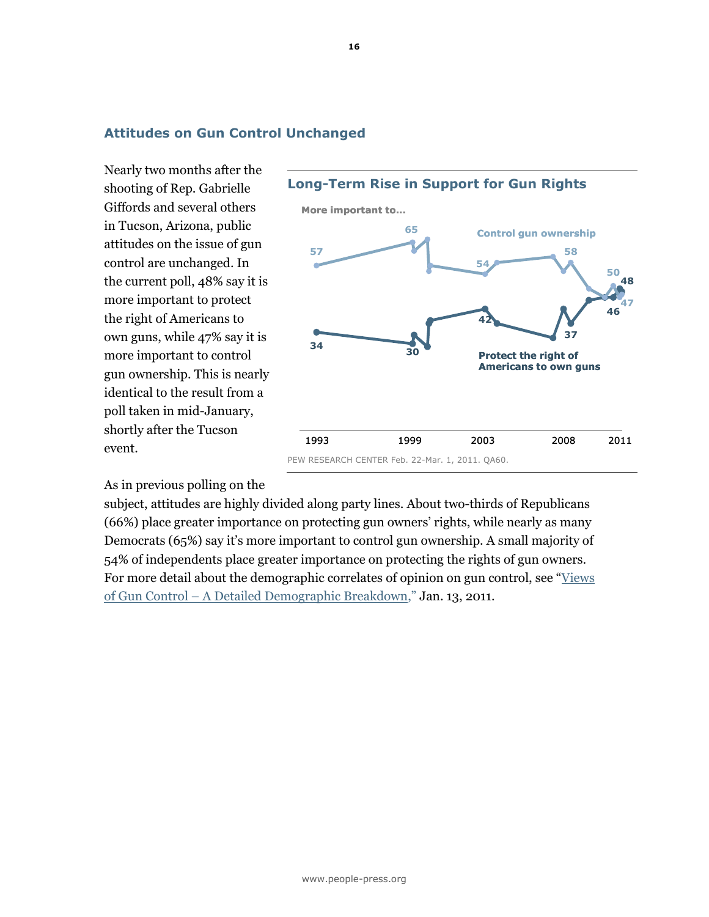## Attitudes on Gun Control Unchanged

Nearly two months after the shooting of Rep. Gabrielle Giffords and several others in Tucson, Arizona, public attitudes on the issue of gun control are unchanged. In the current poll, 48% say it is more important to protect the right of Americans to own guns, while 47% say it is more important to control gun ownership. This is nearly identical to the result from a poll taken in mid-January, shortly after the Tucson event.

**Long-Term Rise in Support for Gun Rights**

More important to...

Control gun ownership: 57 (1993), 65, 54, 58, 50, 47 (2011)

Protect the right of Americans to own guns: 34 (1993), 30, 42, 37, 46, 48 (2011)

1993 1999 2003 2008 2011

PEW RESEARCH CENTER Feb. 22-Mar. 1, 2011. QA60.

As in previous polling on the subject, attitudes are highly divided along party lines. About two-thirds of Republicans (66%) place greater importance on protecting gun owners' rights, while nearly as many Democrats (65%) say it's more important to control gun ownership. A small majority of 54% of independents place greater importance on protecting the rights of gun owners. For more detail about the demographic correlates of opinion on gun control, see "Views of Gun Control – A Detailed Demographic Breakdown," Jan. 13, 2011.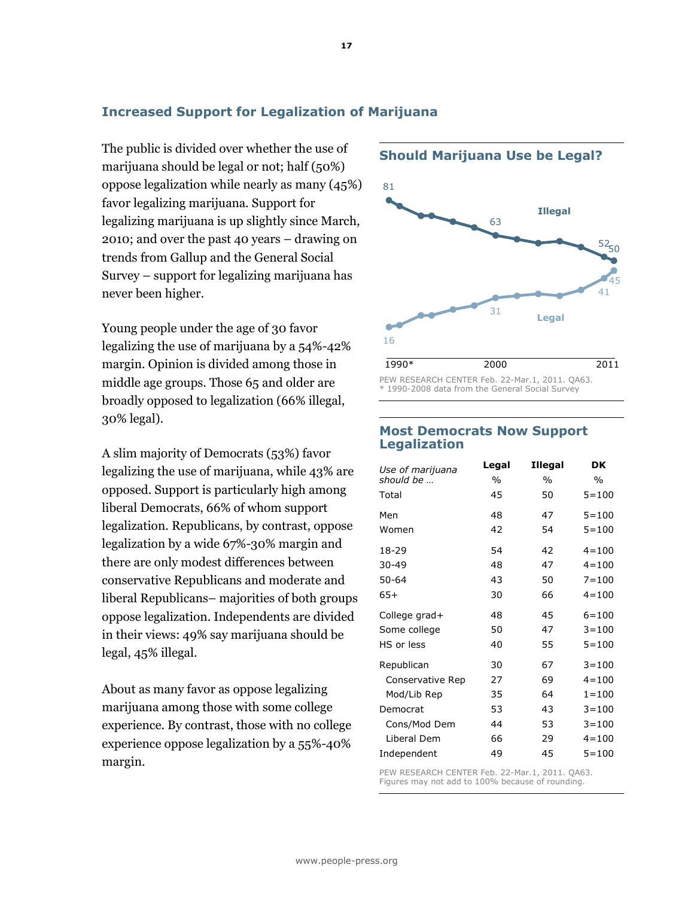## Increased Support for Legalization of Marijuana

The public is divided over whether the use of marijuana should be legal or not; half (50%) oppose legalization while nearly as many (45%) favor legalizing marijuana. Support for legalizing marijuana is up slightly since March, 2010; and over the past 40 years – drawing on trends from Gallup and the General Social Survey – support for legalizing marijuana has never been higher.

Young people under the age of 30 favor legalizing the use of marijuana by a 54%-42% margin. Opinion is divided among those in middle age groups. Those 65 and older are broadly opposed to legalization (66% illegal, 30% legal).

A slim majority of Democrats (53%) favor legalizing the use of marijuana, while 43% are opposed. Support is particularly high among liberal Democrats, 66% of whom support legalization. Republicans, by contrast, oppose legalization by a wide 67%-30% margin and there are only modest differences between conservative Republicans and moderate and liberal Republicans– majorities of both groups oppose legalization. Independents are divided in their views: 49% say marijuana should be legal, 45% illegal.

About as many favor as oppose legalizing marijuana among those with some college experience. By contrast, those with no college experience oppose legalization by a 55%-40% margin.

### Should Marijuana Use be Legal?

Illegal: 81 (1990*), 63 (2000), 52, 50 (2011)

Legal: 16 (1990*), 31 (2000), 41, 45 (2011)

PEW RESEARCH CENTER Feb. 22-Mar.1, 2011. QA63.
* 1990-2008 data from the General Social Survey

### Most Democrats Now Support Legalization

| *Use of marijuana should be …* | Legal | Illegal | DK |
|---|---|---|---|
| | % | % | % |
| Total | 45 | 50 | 5=100 |
| Men | 48 | 47 | 5=100 |
| Women | 42 | 54 | 5=100 |
| 18-29 | 54 | 42 | 4=100 |
| 30-49 | 48 | 47 | 4=100 |
| 50-64 | 43 | 50 | 7=100 |
| 65+ | 30 | 66 | 4=100 |
| College grad+ | 48 | 45 | 6=100 |
| Some college | 50 | 47 | 3=100 |
| HS or less | 40 | 55 | 5=100 |
| Republican | 30 | 67 | 3=100 |
| Conservative Rep | 27 | 69 | 4=100 |
| Mod/Lib Rep | 35 | 64 | 1=100 |
| Democrat | 53 | 43 | 3=100 |
| Cons/Mod Dem | 44 | 53 | 3=100 |
| Liberal Dem | 66 | 29 | 4=100 |
| Independent | 49 | 45 | 5=100 |

PEW RESEARCH CENTER Feb. 22-Mar.1, 2011. QA63.
Figures may not add to 100% because of rounding.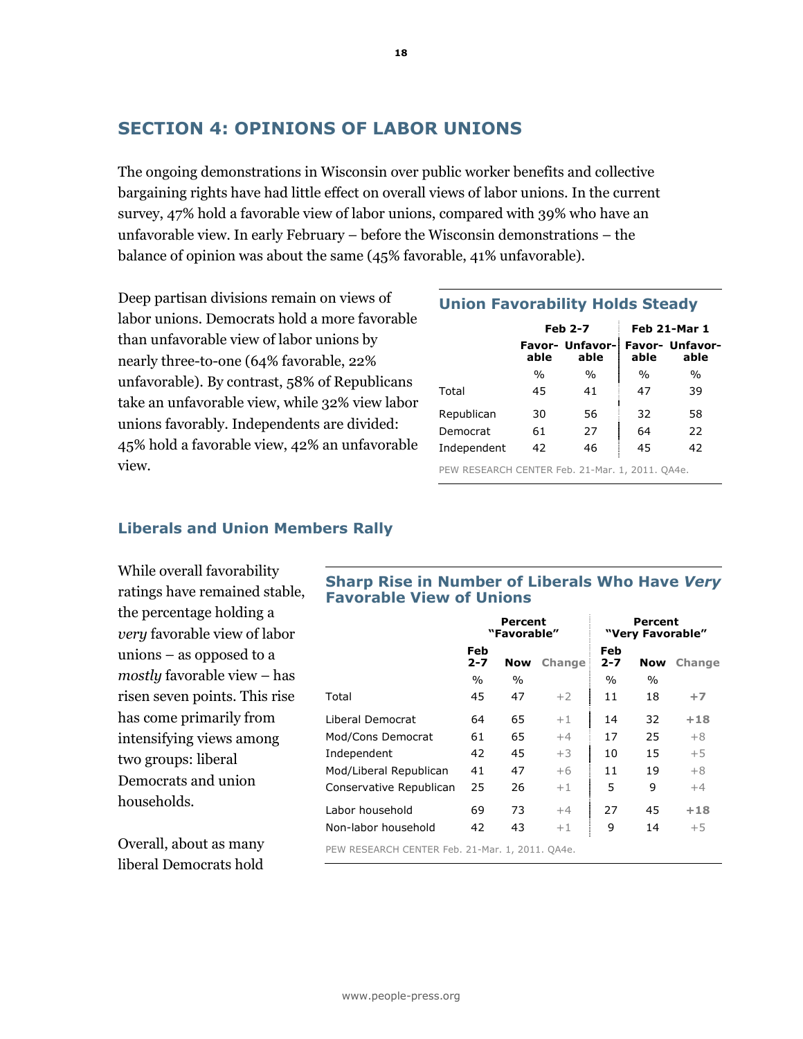## SECTION 4: OPINIONS OF LABOR UNIONS

The ongoing demonstrations in Wisconsin over public worker benefits and collective bargaining rights have had little effect on overall views of labor unions. In the current survey, 47% hold a favorable view of labor unions, compared with 39% who have an unfavorable view. In early February – before the Wisconsin demonstrations – the balance of opinion was about the same (45% favorable, 41% unfavorable).

Deep partisan divisions remain on views of labor unions. Democrats hold a more favorable than unfavorable view of labor unions by nearly three-to-one (64% favorable, 22% unfavorable). By contrast, 58% of Republicans take an unfavorable view, while 32% view labor unions favorably. Independents are divided: 45% hold a favorable view, 42% an unfavorable view.

**Union Favorability Holds Steady**

| | Feb 2-7 | | Feb 21-Mar 1 | |
|---|---|---|---|---|
| | Favorable | Unfavorable | Favorable | Unfavorable |
| | % | % | % | % |
| Total | 45 | 41 | 47 | 39 |
| Republican | 30 | 56 | 32 | 58 |
| Democrat | 61 | 27 | 64 | 22 |
| Independent | 42 | 46 | 45 | 42 |

PEW RESEARCH CENTER Feb. 21-Mar. 1, 2011. QA4e.

### Liberals and Union Members Rally

While overall favorability ratings have remained stable, the percentage holding a *very* favorable view of labor unions – as opposed to a *mostly* favorable view – has risen seven points. This rise has come primarily from intensifying views among two groups: liberal Democrats and union households.

**Sharp Rise in Number of Liberals Who Have *Very* Favorable View of Unions**

| | Percent "Favorable" | | | Percent "Very Favorable" | | |
|---|---|---|---|---|---|---|
| | Feb 2-7 | Now | Change | Feb 2-7 | Now | Change |
| | % | % | | % | % | |
| Total | 45 | 47 | +2 | 11 | 18 | **+7** |
| Liberal Democrat | 64 | 65 | +1 | 14 | 32 | **+18** |
| Mod/Cons Democrat | 61 | 65 | +4 | 17 | 25 | +8 |
| Independent | 42 | 45 | +3 | 10 | 15 | +5 |
| Mod/Liberal Republican | 41 | 47 | +6 | 11 | 19 | +8 |
| Conservative Republican | 25 | 26 | +1 | 5 | 9 | +4 |
| Labor household | 69 | 73 | +4 | 27 | 45 | **+18** |
| Non-labor household | 42 | 43 | +1 | 9 | 14 | +5 |

PEW RESEARCH CENTER Feb. 21-Mar. 1, 2011. QA4e.

Overall, about as many liberal Democrats hold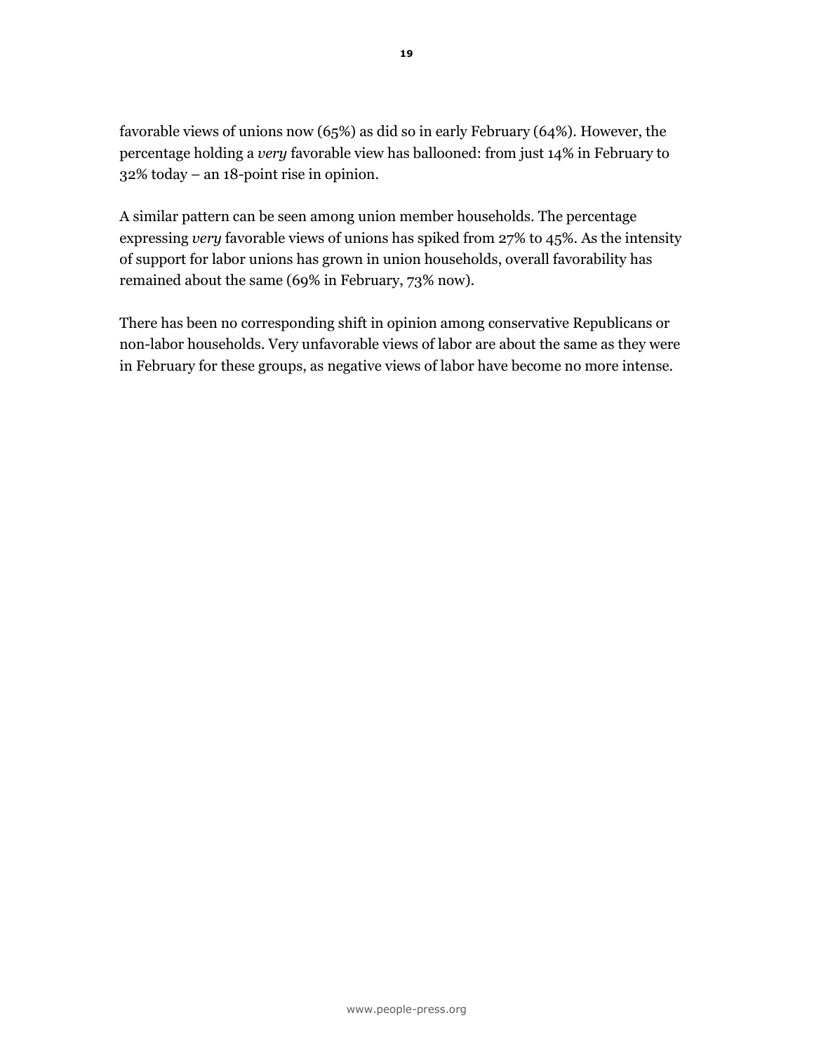favorable views of unions now (65%) as did so in early February (64%). However, the percentage holding a *very* favorable view has ballooned: from just 14% in February to 32% today – an 18-point rise in opinion.

A similar pattern can be seen among union member households. The percentage expressing *very* favorable views of unions has spiked from 27% to 45%. As the intensity of support for labor unions has grown in union households, overall favorability has remained about the same (69% in February, 73% now).

There has been no corresponding shift in opinion among conservative Republicans or non-labor households. Very unfavorable views of labor are about the same as they were in February for these groups, as negative views of labor have become no more intense.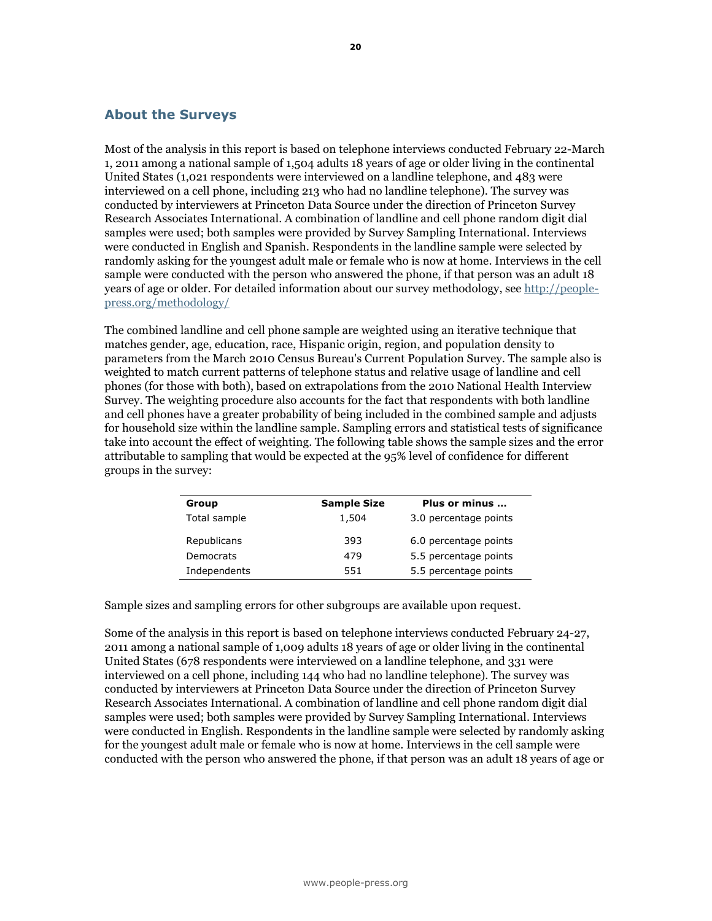## About the Surveys

Most of the analysis in this report is based on telephone interviews conducted February 22-March 1, 2011 among a national sample of 1,504 adults 18 years of age or older living in the continental United States (1,021 respondents were interviewed on a landline telephone, and 483 were interviewed on a cell phone, including 213 who had no landline telephone). The survey was conducted by interviewers at Princeton Data Source under the direction of Princeton Survey Research Associates International. A combination of landline and cell phone random digit dial samples were used; both samples were provided by Survey Sampling International. Interviews were conducted in English and Spanish. Respondents in the landline sample were selected by randomly asking for the youngest adult male or female who is now at home. Interviews in the cell sample were conducted with the person who answered the phone, if that person was an adult 18 years of age or older. For detailed information about our survey methodology, see http://people-press.org/methodology/

The combined landline and cell phone sample are weighted using an iterative technique that matches gender, age, education, race, Hispanic origin, region, and population density to parameters from the March 2010 Census Bureau's Current Population Survey. The sample also is weighted to match current patterns of telephone status and relative usage of landline and cell phones (for those with both), based on extrapolations from the 2010 National Health Interview Survey. The weighting procedure also accounts for the fact that respondents with both landline and cell phones have a greater probability of being included in the combined sample and adjusts for household size within the landline sample. Sampling errors and statistical tests of significance take into account the effect of weighting. The following table shows the sample sizes and the error attributable to sampling that would be expected at the 95% level of confidence for different groups in the survey:

| Group | Sample Size | Plus or minus ... |
|---|---|---|
| Total sample | 1,504 | 3.0 percentage points |
| Republicans | 393 | 6.0 percentage points |
| Democrats | 479 | 5.5 percentage points |
| Independents | 551 | 5.5 percentage points |

Sample sizes and sampling errors for other subgroups are available upon request.

Some of the analysis in this report is based on telephone interviews conducted February 24-27, 2011 among a national sample of 1,009 adults 18 years of age or older living in the continental United States (678 respondents were interviewed on a landline telephone, and 331 were interviewed on a cell phone, including 144 who had no landline telephone). The survey was conducted by interviewers at Princeton Data Source under the direction of Princeton Survey Research Associates International. A combination of landline and cell phone random digit dial samples were used; both samples were provided by Survey Sampling International. Interviews were conducted in English. Respondents in the landline sample were selected by randomly asking for the youngest adult male or female who is now at home. Interviews in the cell sample were conducted with the person who answered the phone, if that person was an adult 18 years of age or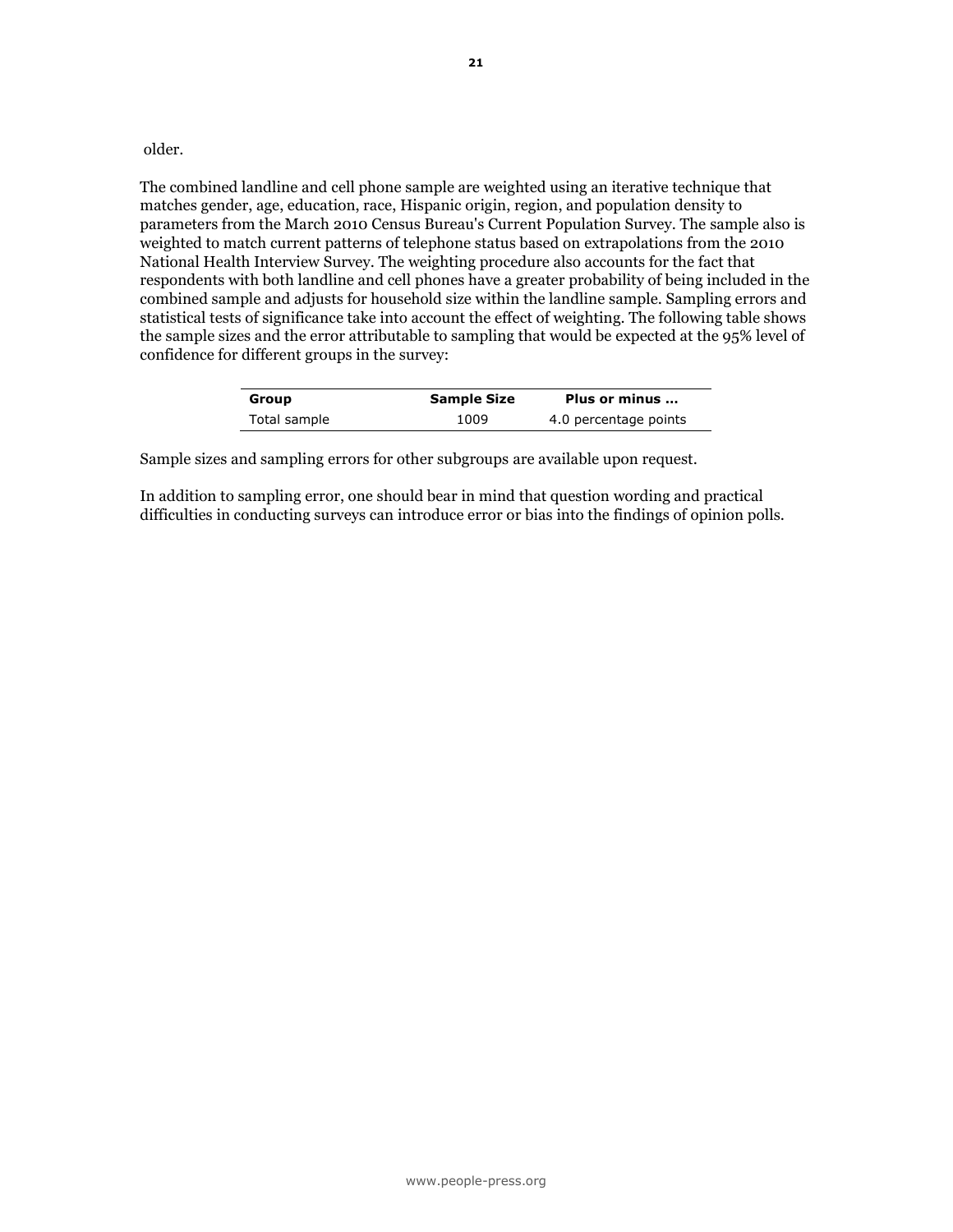older.

The combined landline and cell phone sample are weighted using an iterative technique that matches gender, age, education, race, Hispanic origin, region, and population density to parameters from the March 2010 Census Bureau's Current Population Survey. The sample also is weighted to match current patterns of telephone status based on extrapolations from the 2010 National Health Interview Survey. The weighting procedure also accounts for the fact that respondents with both landline and cell phones have a greater probability of being included in the combined sample and adjusts for household size within the landline sample. Sampling errors and statistical tests of significance take into account the effect of weighting. The following table shows the sample sizes and the error attributable to sampling that would be expected at the 95% level of confidence for different groups in the survey:

| Group | Sample Size | Plus or minus … |
|---|---|---|
| Total sample | 1009 | 4.0 percentage points |

Sample sizes and sampling errors for other subgroups are available upon request.

In addition to sampling error, one should bear in mind that question wording and practical difficulties in conducting surveys can introduce error or bias into the findings of opinion polls.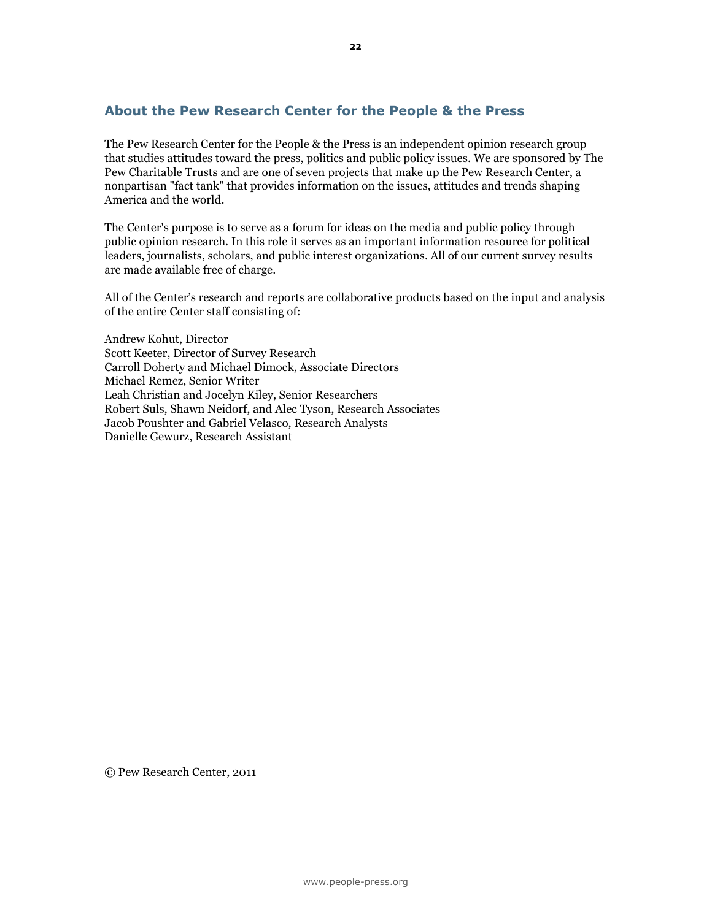## About the Pew Research Center for the People & the Press

The Pew Research Center for the People & the Press is an independent opinion research group that studies attitudes toward the press, politics and public policy issues. We are sponsored by The Pew Charitable Trusts and are one of seven projects that make up the Pew Research Center, a nonpartisan "fact tank" that provides information on the issues, attitudes and trends shaping America and the world.

The Center's purpose is to serve as a forum for ideas on the media and public policy through public opinion research. In this role it serves as an important information resource for political leaders, journalists, scholars, and public interest organizations. All of our current survey results are made available free of charge.

All of the Center's research and reports are collaborative products based on the input and analysis of the entire Center staff consisting of:

Andrew Kohut, Director
Scott Keeter, Director of Survey Research
Carroll Doherty and Michael Dimock, Associate Directors
Michael Remez, Senior Writer
Leah Christian and Jocelyn Kiley, Senior Researchers
Robert Suls, Shawn Neidorf, and Alec Tyson, Research Associates
Jacob Poushter and Gabriel Velasco, Research Analysts
Danielle Gewurz, Research Assistant

© Pew Research Center, 2011